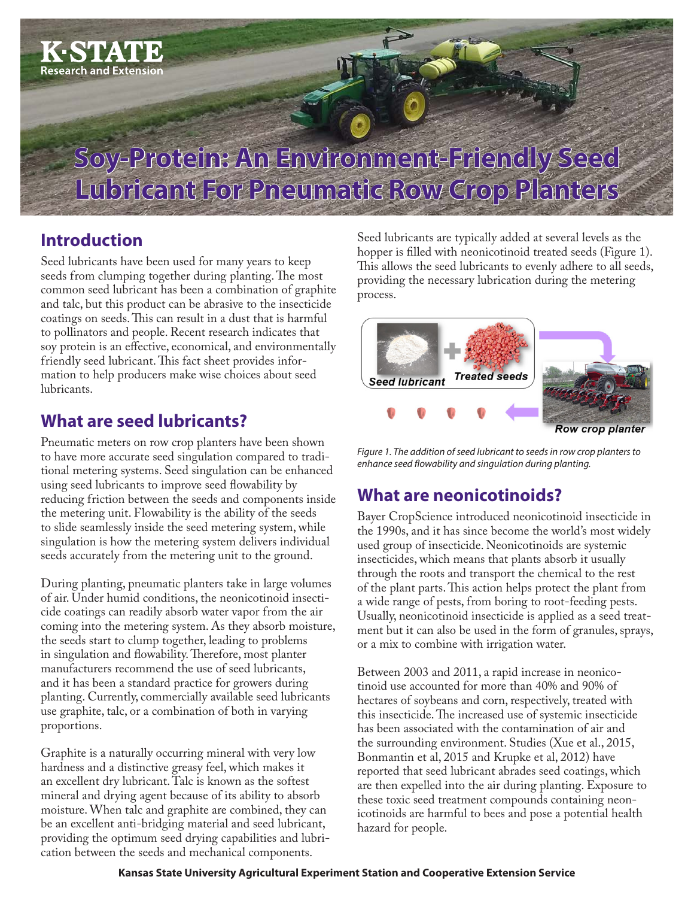# Soy-Protein: An Environment-Friendly Seed Lubricant For Pneumatic Row Crop Planters

## Introduction

Seed lubricants have been used for many years to keep seeds from clumping together during planting. The most common seed lubricant has been a combination of graphite and talc, but this product can be abrasive to the insecticide coatings on seeds. This can result in a dust that is harmful to pollinators and people. Recent research indicates that soy protein is an effective, economical, and environmentally friendly seed lubricant. This fact sheet provides information to help producers make wise choices about seed lubricants.

## What are seed lubricants?

Pneumatic meters on row crop planters have been shown to have more accurate seed singulation compared to traditional metering systems. Seed singulation can be enhanced using seed lubricants to improve seed flowability by reducing friction between the seeds and components inside the metering unit. Flowability is the ability of the seeds to slide seamlessly inside the seed metering system, while singulation is how the metering system delivers individual seeds accurately from the metering unit to the ground.

During planting, pneumatic planters take in large volumes of air. Under humid conditions, the neonicotinoid insecticide coatings can readily absorb water vapor from the air coming into the metering system. As they absorb moisture, the seeds start to clump together, leading to problems in singulation and flowability. Therefore, most planter manufacturers recommend the use of seed lubricants, and it has been a standard practice for growers during planting. Currently, commercially available seed lubricants use graphite, talc, or a combination of both in varying proportions.

Graphite is a naturally occurring mineral with very low hardness and a distinctive greasy feel, which makes it an excellent dry lubricant. Talc is known as the softest mineral and drying agent because of its ability to absorb moisture. When talc and graphite are combined, they can be an excellent anti-bridging material and seed lubricant, providing the optimum seed drying capabilities and lubrication between the seeds and mechanical components.

Seed lubricants are typically added at several levels as the hopper is filled with neonicotinoid treated seeds (Figure 1). This allows the seed lubricants to evenly adhere to all seeds, providing the necessary lubrication during the metering process.

*Figure 1. The addition of seed lubricant to seeds in row crop planters to enhance seed flowability and singulation during planting.*

## What are neonicotinoids?

Bayer CropScience introduced neonicotinoid insecticide in the 1990s, and it has since become the world's most widely used group of insecticide. Neonicotinoids are systemic insecticides, which means that plants absorb it usually through the roots and transport the chemical to the rest of the plant parts. This action helps protect the plant from a wide range of pests, from boring to root-feeding pests. Usually, neonicotinoid insecticide is applied as a seed treatment but it can also be used in the form of granules, sprays, or a mix to combine with irrigation water.

Between 2003 and 2011, a rapid increase in neonicotinoid use accounted for more than 40% and 90% of hectares of soybeans and corn, respectively, treated with this insecticide. The increased use of systemic insecticide has been associated with the contamination of air and the surrounding environment. Studies (Xue et al., 2015, Bonmantin et al, 2015 and Krupke et al, 2012) have reported that seed lubricant abrades seed coatings, which are then expelled into the air during planting. Exposure to these toxic seed treatment compounds containing neonicotinoids are harmful to bees and pose a potential health hazard for people.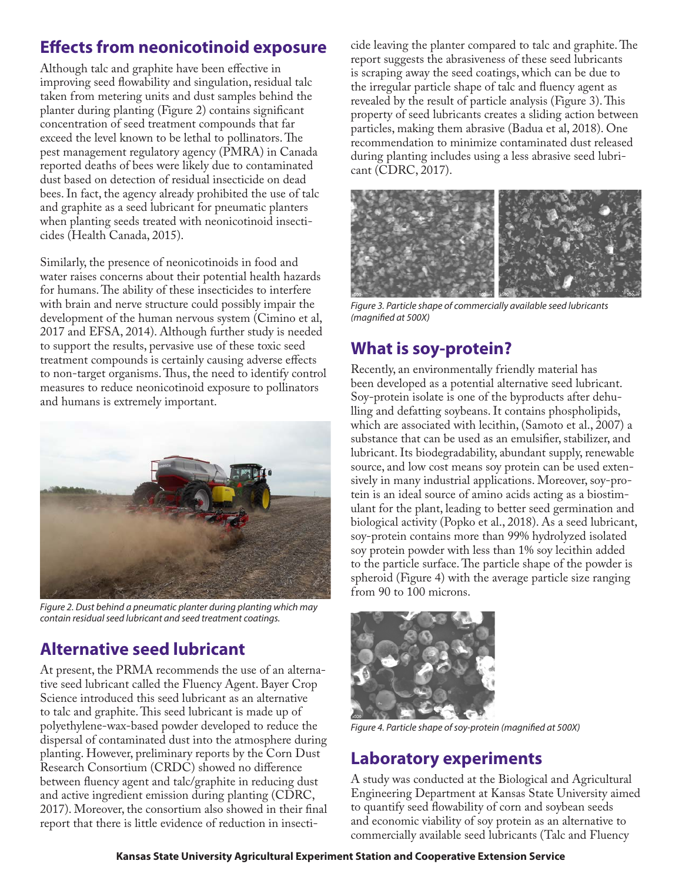## Effects from neonicotinoid exposure

Although talc and graphite have been effective in improving seed flowability and singulation, residual talc taken from metering units and dust samples behind the planter during planting (Figure 2) contains significant concentration of seed treatment compounds that far exceed the level known to be lethal to pollinators. The pest management regulatory agency (PMRA) in Canada reported deaths of bees were likely due to contaminated dust based on detection of residual insecticide on dead bees. In fact, the agency already prohibited the use of talc and graphite as a seed lubricant for pneumatic planters when planting seeds treated with neonicotinoid insecticides (Health Canada, 2015).

Similarly, the presence of neonicotinoids in food and water raises concerns about their potential health hazards for humans. The ability of these insecticides to interfere with brain and nerve structure could possibly impair the development of the human nervous system (Cimino et al, 2017 and EFSA, 2014). Although further study is needed to support the results, pervasive use of these toxic seed treatment compounds is certainly causing adverse effects to non-target organisms. Thus, the need to identify control measures to reduce neonicotinoid exposure to pollinators and humans is extremely important.

*Figure 2. Dust behind a pneumatic planter during planting which may contain residual seed lubricant and seed treatment coatings.*

## Alternative seed lubricant

At present, the PRMA recommends the use of an alternative seed lubricant called the Fluency Agent. Bayer Crop Science introduced this seed lubricant as an alternative to talc and graphite. This seed lubricant is made up of polyethylene-wax-based powder developed to reduce the dispersal of contaminated dust into the atmosphere during planting. However, preliminary reports by the Corn Dust Research Consortium (CRDC) showed no difference between fluency agent and talc/graphite in reducing dust and active ingredient emission during planting (CDRC, 2017). Moreover, the consortium also showed in their final report that there is little evidence of reduction in insecticide leaving the planter compared to talc and graphite. The report suggests the abrasiveness of these seed lubricants is scraping away the seed coatings, which can be due to the irregular particle shape of talc and fluency agent as revealed by the result of particle analysis (Figure 3). This property of seed lubricants creates a sliding action between particles, making them abrasive (Badua et al, 2018). One recommendation to minimize contaminated dust released during planting includes using a less abrasive seed lubricant (CDRC, 2017).

*Figure 3. Particle shape of commercially available seed lubricants (magnified at 500X)*

## What is soy-protein?

Recently, an environmentally friendly material has been developed as a potential alternative seed lubricant. Soy-protein isolate is one of the byproducts after dehulling and defatting soybeans. It contains phospholipids, which are associated with lecithin, (Samoto et al., 2007) a substance that can be used as an emulsifier, stabilizer, and lubricant. Its biodegradability, abundant supply, renewable source, and low cost means soy protein can be used extensively in many industrial applications. Moreover, soy-protein is an ideal source of amino acids acting as a biostimulant for the plant, leading to better seed germination and biological activity (Popko et al., 2018). As a seed lubricant, soy-protein contains more than 99% hydrolyzed isolated soy protein powder with less than 1% soy lecithin added to the particle surface. The particle shape of the powder is spheroid (Figure 4) with the average particle size ranging from 90 to 100 microns.

*Figure 4. Particle shape of soy-protein (magnified at 500X)*

## Laboratory experiments

A study was conducted at the Biological and Agricultural Engineering Department at Kansas State University aimed to quantify seed flowability of corn and soybean seeds and economic viability of soy protein as an alternative to commercially available seed lubricants (Talc and Fluency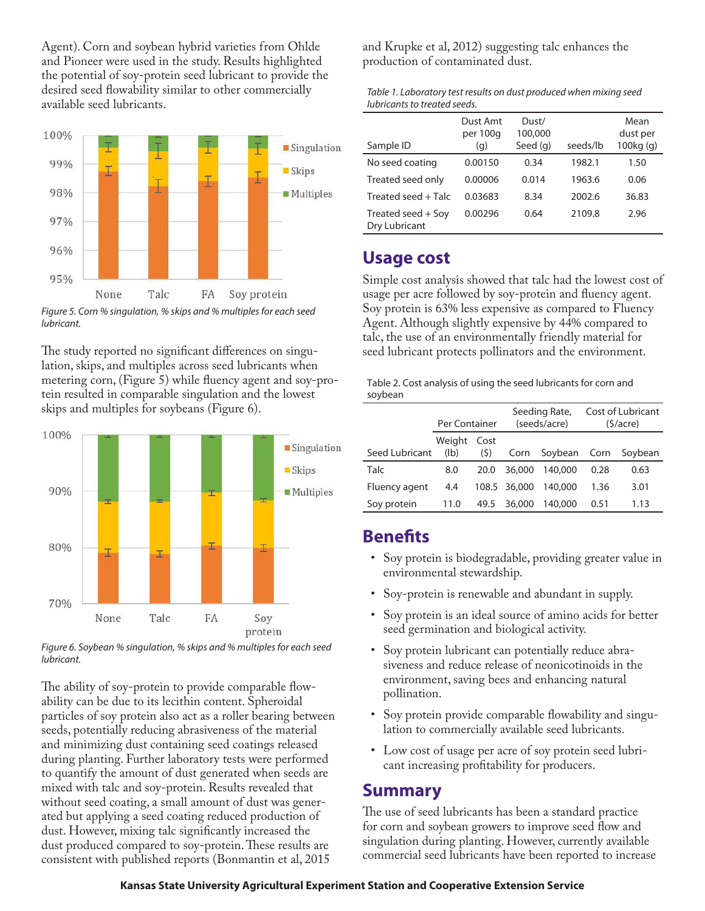Agent). Corn and soybean hybrid varieties from Ohlde and Pioneer were used in the study. Results highlighted the potential of soy-protein seed lubricant to provide the desired seed flowability similar to other commercially available seed lubricants.

*Figure 5. Corn % singulation, % skips and % multiples for each seed lubricant.*

The study reported no significant differences on singulation, skips, and multiples across seed lubricants when metering corn, (Figure 5) while fluency agent and soy-protein resulted in comparable singulation and the lowest skips and multiples for soybeans (Figure 6).

*Figure 6. Soybean % singulation, % skips and % multiples for each seed lubricant.*

The ability of soy-protein to provide comparable flowability can be due to its lecithin content. Spheroidal particles of soy protein also act as a roller bearing between seeds, potentially reducing abrasiveness of the material and minimizing dust containing seed coatings released during planting. Further laboratory tests were performed to quantify the amount of dust generated when seeds are mixed with talc and soy-protein. Results revealed that without seed coating, a small amount of dust was generated but applying a seed coating reduced production of dust. However, mixing talc significantly increased the dust produced compared to soy-protein. These results are consistent with published reports (Bonmantin et al, 2015 and Krupke et al, 2012) suggesting talc enhances the production of contaminated dust.

*Table 1. Laboratory test results on dust produced when mixing seed lubricants to treated seeds.*

| Sample ID | Dust Amt per 100g (g) | Dust/ 100,000 Seed (g) | seeds/lb | Mean dust per 100kg (g) |
|---|---|---|---|---|
| No seed coating | 0.00150 | 0.34 | 1982.1 | 1.50 |
| Treated seed only | 0.00006 | 0.014 | 1963.6 | 0.06 |
| Treated seed + Talc | 0.03683 | 8.34 | 2002.6 | 36.83 |
| Treated seed + Soy Dry Lubricant | 0.00296 | 0.64 | 2109.8 | 2.96 |

## Usage cost

Simple cost analysis showed that talc had the lowest cost of usage per acre followed by soy-protein and fluency agent. Soy protein is 63% less expensive as compared to Fluency Agent. Although slightly expensive by 44% compared to talc, the use of an environmentally friendly material for seed lubricant protects pollinators and the environment.

Table 2. Cost analysis of using the seed lubricants for corn and soybean

| | Per Container | | Seeding Rate, (seeds/acre) | | Cost of Lubricant ($/acre) | |
|---|---|---|---|---|---|---|
| Seed Lubricant | Weight (lb) | Cost ($) | Corn | Soybean | Corn | Soybean |
| Talc | 8.0 | 20.0 | 36,000 | 140,000 | 0.28 | 0.63 |
| Fluency agent | 4.4 | 108.5 | 36,000 | 140,000 | 1.36 | 3.01 |
| Soy protein | 11.0 | 49.5 | 36,000 | 140,000 | 0.51 | 1.13 |

## Benefits

- Soy protein is biodegradable, providing greater value in environmental stewardship.
- Soy-protein is renewable and abundant in supply.
- Soy protein is an ideal source of amino acids for better seed germination and biological activity.
- Soy protein lubricant can potentially reduce abrasiveness and reduce release of neonicotinoids in the environment, saving bees and enhancing natural pollination.
- Soy protein provide comparable flowability and singulation to commercially available seed lubricants.
- Low cost of usage per acre of soy protein seed lubricant increasing profitability for producers.

## Summary

The use of seed lubricants has been a standard practice for corn and soybean growers to improve seed flow and singulation during planting. However, currently available commercial seed lubricants have been reported to increase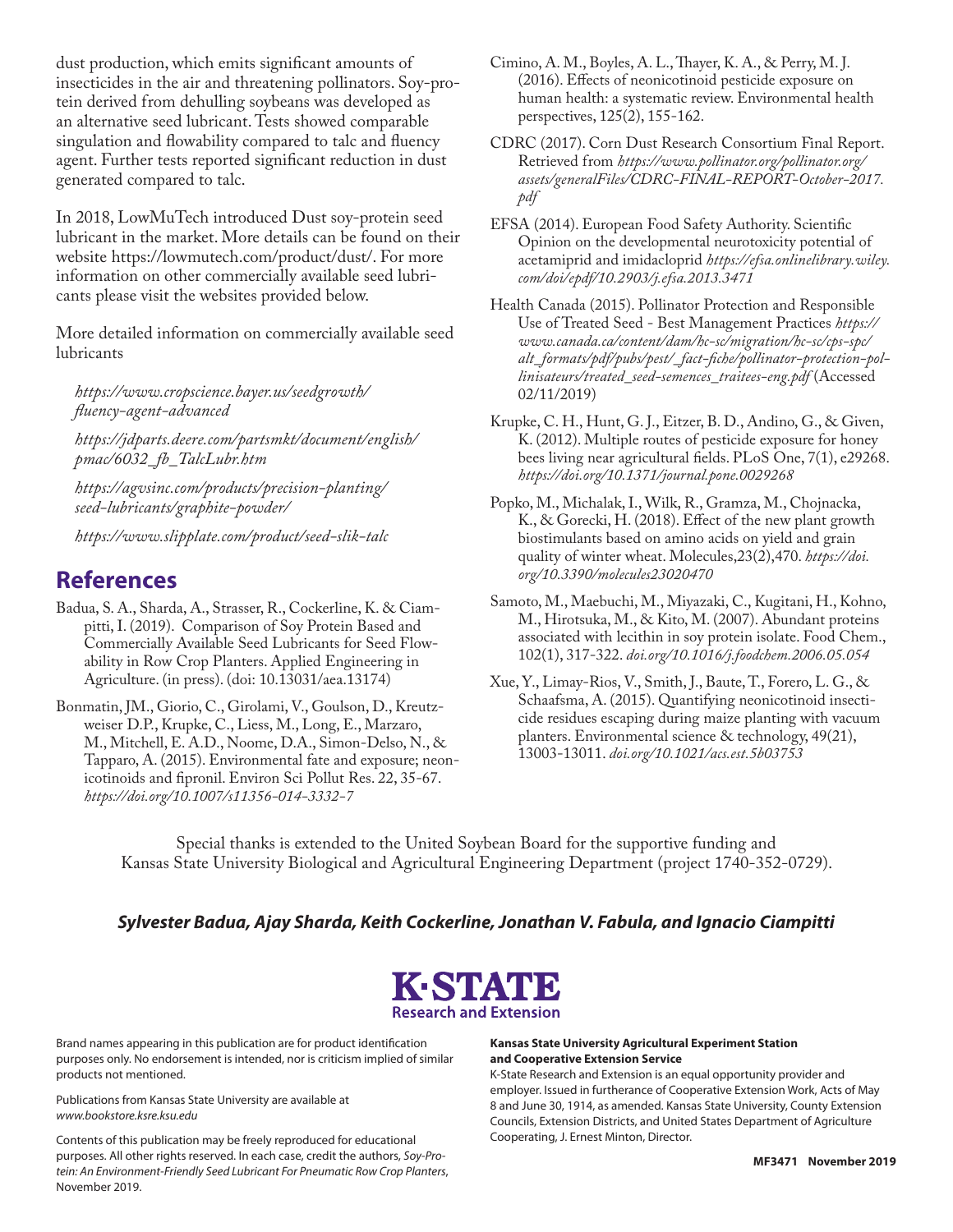dust production, which emits significant amounts of insecticides in the air and threatening pollinators. Soy-protein derived from dehulling soybeans was developed as an alternative seed lubricant. Tests showed comparable singulation and flowability compared to talc and fluency agent. Further tests reported significant reduction in dust generated compared to talc.

In 2018, LowMuTech introduced Dust soy-protein seed lubricant in the market. More details can be found on their website https://lowmutech.com/product/dust/. For more information on other commercially available seed lubricants please visit the websites provided below.

More detailed information on commercially available seed lubricants

*https://www.cropscience.bayer.us/seedgrowth/fluency-agent-advanced*

*https://jdparts.deere.com/partsmkt/document/english/pmac/6032_fb_TalcLubr.htm*

*https://agvsinc.com/products/precision-planting/seed-lubricants/graphite-powder/*

*https://www.slipplate.com/product/seed-slik-talc*

## References

Badua, S. A., Sharda, A., Strasser, R., Cockerline, K. & Ciampitti, I. (2019). Comparison of Soy Protein Based and Commercially Available Seed Lubricants for Seed Flowability in Row Crop Planters. Applied Engineering in Agriculture. (in press). (doi: 10.13031/aea.13174)

Bonmatin, JM., Giorio, C., Girolami, V., Goulson, D., Kreutzweiser D.P., Krupke, C., Liess, M., Long, E., Marzaro, M., Mitchell, E. A.D., Noome, D.A., Simon-Delso, N., & Tapparo, A. (2015). Environmental fate and exposure; neonicotinoids and fipronil. Environ Sci Pollut Res. 22, 35-67. *https://doi.org/10.1007/s11356-014-3332-7*

Cimino, A. M., Boyles, A. L., Thayer, K. A., & Perry, M. J. (2016). Effects of neonicotinoid pesticide exposure on human health: a systematic review. Environmental health perspectives, 125(2), 155-162.

CDRC (2017). Corn Dust Research Consortium Final Report. Retrieved from *https://www.pollinator.org/pollinator.org/assets/generalFiles/CDRC-FINAL-REPORT-October-2017.pdf*

EFSA (2014). European Food Safety Authority. Scientific Opinion on the developmental neurotoxicity potential of acetamiprid and imidacloprid *https://efsa.onlinelibrary.wiley.com/doi/epdf/10.2903/j.efsa.2013.3471*

Health Canada (2015). Pollinator Protection and Responsible Use of Treated Seed - Best Management Practices *https://www.canada.ca/content/dam/hc-sc/migration/hc-sc/cps-spc/alt_formats/pdf/pubs/pest/_fact-fiche/pollinator-protection-pollinisateurs/treated_seed-semences_traitees-eng.pdf* (Accessed 02/11/2019)

Krupke, C. H., Hunt, G. J., Eitzer, B. D., Andino, G., & Given, K. (2012). Multiple routes of pesticide exposure for honey bees living near agricultural fields. PLoS One, 7(1), e29268. *https://doi.org/10.1371/journal.pone.0029268*

Popko, M., Michalak, I., Wilk, R., Gramza, M., Chojnacka, K., & Gorecki, H. (2018). Effect of the new plant growth biostimulants based on amino acids on yield and grain quality of winter wheat. Molecules,23(2),470. *https://doi.org/10.3390/molecules23020470*

Samoto, M., Maebuchi, M., Miyazaki, C., Kugitani, H., Kohno, M., Hirotsuka, M., & Kito, M. (2007). Abundant proteins associated with lecithin in soy protein isolate. Food Chem., 102(1), 317-322. *doi.org/10.1016/j.foodchem.2006.05.054*

Xue, Y., Limay-Rios, V., Smith, J., Baute, T., Forero, L. G., & Schaafsma, A. (2015). Quantifying neonicotinoid insecticide residues escaping during maize planting with vacuum planters. Environmental science & technology, 49(21), 13003-13011. *doi.org/10.1021/acs.est.5b03753*

Special thanks is extended to the United Soybean Board for the supportive funding and Kansas State University Biological and Agricultural Engineering Department (project 1740-352-0729).

***Sylvester Badua, Ajay Sharda, Keith Cockerline, Jonathan V. Fabula, and Ignacio Ciampitti***

K·STATE
Research and Extension

Brand names appearing in this publication are for product identification purposes only. No endorsement is intended, nor is criticism implied of similar products not mentioned.

Publications from Kansas State University are available at *www.bookstore.ksre.ksu.edu*

Contents of this publication may be freely reproduced for educational purposes. All other rights reserved. In each case, credit the authors, *Soy-Protein: An Environment-Friendly Seed Lubricant For Pneumatic Row Crop Planters*, November 2019.

**Kansas State University Agricultural Experiment Station and Cooperative Extension Service**

K-State Research and Extension is an equal opportunity provider and employer. Issued in furtherance of Cooperative Extension Work, Acts of May 8 and June 30, 1914, as amended. Kansas State University, County Extension Councils, Extension Districts, and United States Department of Agriculture Cooperating, J. Ernest Minton, Director.

**MF3471 November 2019**